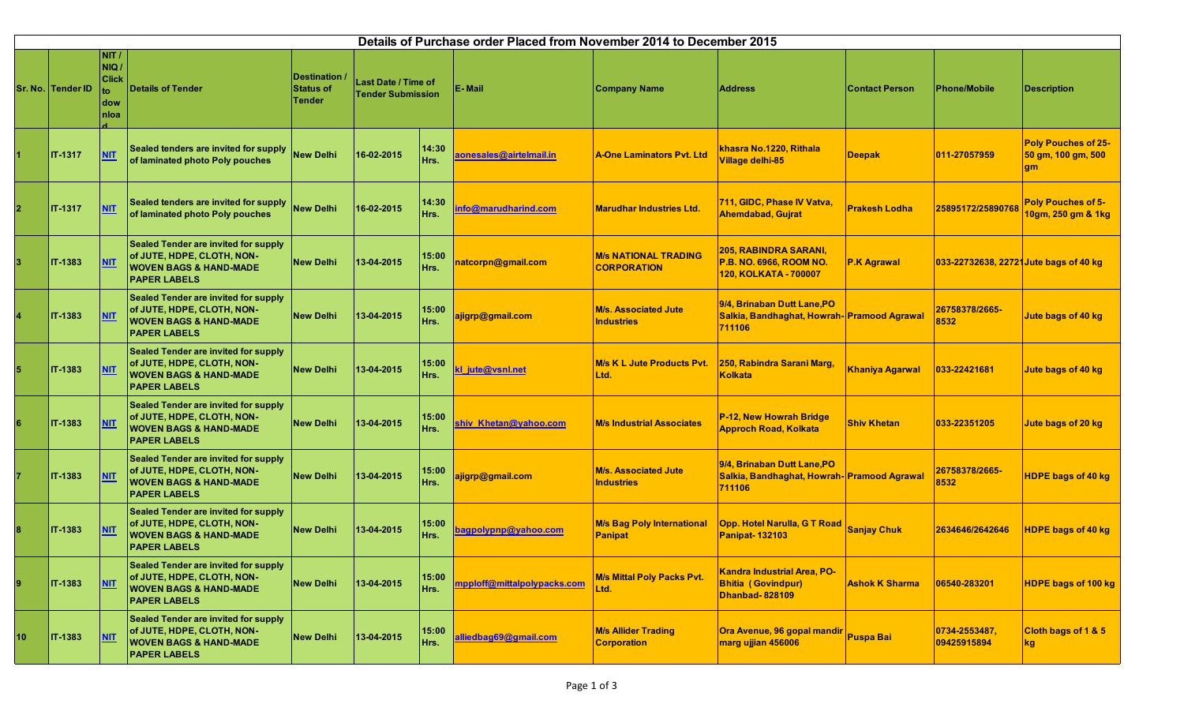# Details of Purchase order Placed from November 2014 to December 2015

| Sr. No. | Tender ID | NIT / NIQ / Click to download | Details of Tender | Destination / Status of Tender | Last Date / Time of Tender Submission | | E- Mail | Company Name | Address | Contact Person | Phone/Mobile | Description |
|---|---|---|---|---|---|---|---|---|---|---|---|---|
| 1 | IT-1317 | NIT | Sealed tenders are invited for supply of laminated photo Poly pouches | New Delhi | 16-02-2015 | 14:30 Hrs. | aonesales@airtelmail.in | A-One Laminators Pvt. Ltd | khasra No.1220, Rithala Village delhi-85 | Deepak | 011-27057959 | Poly Pouches of 25-50 gm, 100 gm, 500 gm |
| 2 | IT-1317 | NIT | Sealed tenders are invited for supply of laminated photo Poly pouches | New Delhi | 16-02-2015 | 14:30 Hrs. | info@marudharind.com | Marudhar Industries Ltd. | 711, GIDC, Phase IV Vatva, Ahemdabad, Gujrat | Prakesh Lodha | 25895172/25890768 | Poly Pouches of 5-10gm, 250 gm & 1kg |
| 3 | IT-1383 | NIT | Sealed Tender are invited for supply of JUTE, HDPE, CLOTH, NON-WOVEN BAGS & HAND-MADE PAPER LABELS | New Delhi | 13-04-2015 | 15:00 Hrs. | natcorpn@gmail.com | M/s NATIONAL TRADING CORPORATION | 205, RABINDRA SARANI, P.B. NO. 6966, ROOM NO. 120, KOLKATA - 700007 | P.K Agrawal | 033-22732638, 22721 | Jute bags of 40 kg |
| 4 | IT-1383 | NIT | Sealed Tender are invited for supply of JUTE, HDPE, CLOTH, NON-WOVEN BAGS & HAND-MADE PAPER LABELS | New Delhi | 13-04-2015 | 15:00 Hrs. | ajigrp@gmail.com | M/s. Associated Jute Industries | 9/4, Brinaban Dutt Lane,PO Salkia, Bandhaghat, Howrah-711106 | Pramood Agrawal | 26758378/2665-8532 | Jute bags of 40 kg |
| 5 | IT-1383 | NIT | Sealed Tender are invited for supply of JUTE, HDPE, CLOTH, NON-WOVEN BAGS & HAND-MADE PAPER LABELS | New Delhi | 13-04-2015 | 15:00 Hrs. | kl_jute@vsnl.net | M/s K L Jute Products Pvt. Ltd. | 250, Rabindra Sarani Marg, Kolkata | Khaniya Agarwal | 033-22421681 | Jute bags of 40 kg |
| 6 | IT-1383 | NIT | Sealed Tender are invited for supply of JUTE, HDPE, CLOTH, NON-WOVEN BAGS & HAND-MADE PAPER LABELS | New Delhi | 13-04-2015 | 15:00 Hrs. | shiv_Khetan@yahoo.com | M/s Industrial Associates | P-12, New Howrah Bridge Approch Road, Kolkata | Shiv Khetan | 033-22351205 | Jute bags of 20 kg |
| 7 | IT-1383 | NIT | Sealed Tender are invited for supply of JUTE, HDPE, CLOTH, NON-WOVEN BAGS & HAND-MADE PAPER LABELS | New Delhi | 13-04-2015 | 15:00 Hrs. | ajigrp@gmail.com | M/s. Associated Jute Industries | 9/4, Brinaban Dutt Lane,PO Salkia, Bandhaghat, Howrah-711106 | Pramood Agrawal | 26758378/2665-8532 | HDPE bags of 40 kg |
| 8 | IT-1383 | NIT | Sealed Tender are invited for supply of JUTE, HDPE, CLOTH, NON-WOVEN BAGS & HAND-MADE PAPER LABELS | New Delhi | 13-04-2015 | 15:00 Hrs. | bagpolypnp@yahoo.com | M/s Bag Poly International Panipat | Opp. Hotel Narulla, G T Road Panipat- 132103 | Sanjay Chuk | 2634646/2642646 | HDPE bags of 40 kg |
| 9 | IT-1383 | NIT | Sealed Tender are invited for supply of JUTE, HDPE, CLOTH, NON-WOVEN BAGS & HAND-MADE PAPER LABELS | New Delhi | 13-04-2015 | 15:00 Hrs. | mpploff@mittalpolypacks.com | M/s Mittal Poly Packs Pvt. Ltd. | Kandra Industrial Area, PO-Bhitia (Govindpur) Dhanbad- 828109 | Ashok K Sharma | 06540-283201 | HDPE bags of 100 kg |
| 10 | IT-1383 | NIT | Sealed Tender are invited for supply of JUTE, HDPE, CLOTH, NON-WOVEN BAGS & HAND-MADE PAPER LABELS | New Delhi | 13-04-2015 | 15:00 Hrs. | alliedbag69@gmail.com | M/s Allider Trading Corporation | Ora Avenue, 96 gopal mandir marg ujjian 456006 | Puspa Bai | 0734-2553487, 09425915894 | Cloth bags of 1 & 5 kg |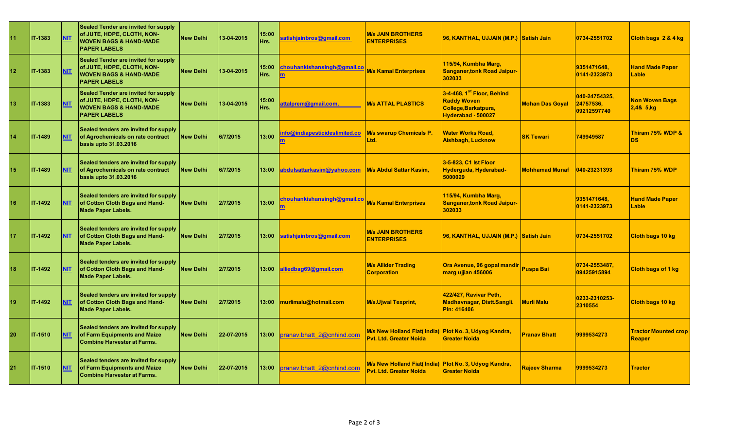| | | | | | | | | | | | |
|---|---|---|---|---|---|---|---|---|---|---|---|
| 11 | IT-1383 | NIT | Sealed Tender are invited for supply of JUTE, HDPE, CLOTH, NON-WOVEN BAGS & HAND-MADE PAPER LABELS | New Delhi | 13-04-2015 | 15:00 Hrs. | satishjainbros@gmail.com | M/s JAIN BROTHERS ENTERPRISES | 96, KANTHAL, UJJAIN (M.P.) | Satish Jain | 0734-2551702 | Cloth bags 2 & 4 kg |
| 12 | IT-1383 | NIT | Sealed Tender are invited for supply of JUTE, HDPE, CLOTH, NON-WOVEN BAGS & HAND-MADE PAPER LABELS | New Delhi | 13-04-2015 | 15:00 Hrs. | chouhankishansingh@gmail.com | M/s Kamal Enterprises | 115/94, Kumbha Marg, Sanganer,tonk Road Jaipur-302033 | | 9351471648, 0141-2323973 | Hand Made Paper Lable |
| 13 | IT-1383 | NIT | Sealed Tender are invited for supply of JUTE, HDPE, CLOTH, NON-WOVEN BAGS & HAND-MADE PAPER LABELS | New Delhi | 13-04-2015 | 15:00 Hrs. | attalprem@gmail.com, | M/s ATTAL PLASTICS | 3-4-468, 1st Floor, Behind Raddy Woven College,Barkatpura, Hyderabad - 500027 | Mohan Das Goyal | 040-24754325, 24757536, 09212597740 | Non Woven Bags 2,4& 5,kg |
| 14 | IT-1489 | NIT | Sealed tenders are invited for supply of Agrochemicals on rate contract basis upto 31.03.2016 | New Delhi | 6/7/2015 | 13:00 | info@indiapesticideslimited.com | M/s swarup Chemicals P. Ltd. | Water Works Road, Aishbagh, Lucknow | SK Tewari | 749949587 | Thiram 75% WDP & DS |
| 15 | IT-1489 | NIT | Sealed tenders are invited for supply of Agrochemicals on rate contract basis upto 31.03.2016 | New Delhi | 6/7/2015 | 13:00 | abdulsattarkasim@yahoo.com | M/s Abdul Sattar Kasim, | 3-5-823, C1 Ist Floor Hyderguda, Hyderabad-5000029 | Mohhamad Munaf | 040-23231393 | Thiram 75% WDP |
| 16 | IT-1492 | NIT | Sealed tenders are invited for supply of Cotton Cloth Bags and Hand-Made Paper Labels. | New Delhi | 2/7/2015 | 13:00 | chouhankishansingh@gmail.com | M/s Kamal Enterprises | 115/94, Kumbha Marg, Sanganer,tonk Road Jaipur-302033 | | 9351471648, 0141-2323973 | Hand Made Paper Lable |
| 17 | IT-1492 | NIT | Sealed tenders are invited for supply of Cotton Cloth Bags and Hand-Made Paper Labels. | New Delhi | 2/7/2015 | 13:00 | satishjainbros@gmail.com | M/s JAIN BROTHERS ENTERPRISES | 96, KANTHAL, UJJAIN (M.P.) | Satish Jain | 0734-2551702 | Cloth bags 10 kg |
| 18 | IT-1492 | NIT | Sealed tenders are invited for supply of Cotton Cloth Bags and Hand-Made Paper Labels. | New Delhi | 2/7/2015 | 13:00 | alliedbag69@gmail.com | M/s Allider Trading Corporation | Ora Avenue, 96 gopal mandir marg ujjian 456006 | Puspa Bai | 0734-2553487, 09425915894 | Cloth bags of 1 kg |
| 19 | IT-1492 | NIT | Sealed tenders are invited for supply of Cotton Cloth Bags and Hand-Made Paper Labels. | New Delhi | 2/7/2015 | 13:00 | murlimalu@hotmail.com | M/s.Ujwal Texprint, | 422/427, Ravivar Peth, Madhavnagar, Distt.Sangli. Pin: 416406 | Murli Malu | 0233-2310253-2310554 | Cloth bags 10 kg |
| 20 | IT-1510 | NIT | Sealed tenders are invited for supply of Farm Equipments and Maize Combine Harvester at Farms. | New Delhi | 22-07-2015 | 13:00 | pranav.bhatt_2@cnhind.com | M/s New Holland Fiat( India) Pvt. Ltd. Greater Noida | Plot No. 3, Udyog Kandra, Greater Noida | Pranav Bhatt | 9999534273 | Tractor Mounted crop Reaper |
| 21 | IT-1510 | NIT | Sealed tenders are invited for supply of Farm Equipments and Maize Combine Harvester at Farms. | New Delhi | 22-07-2015 | 13:00 | pranav.bhatt_2@cnhind.com | M/s New Holland Fiat( India) Pvt. Ltd. Greater Noida | Plot No. 3, Udyog Kandra, Greater Noida | Rajeev Sharma | 9999534273 | Tractor |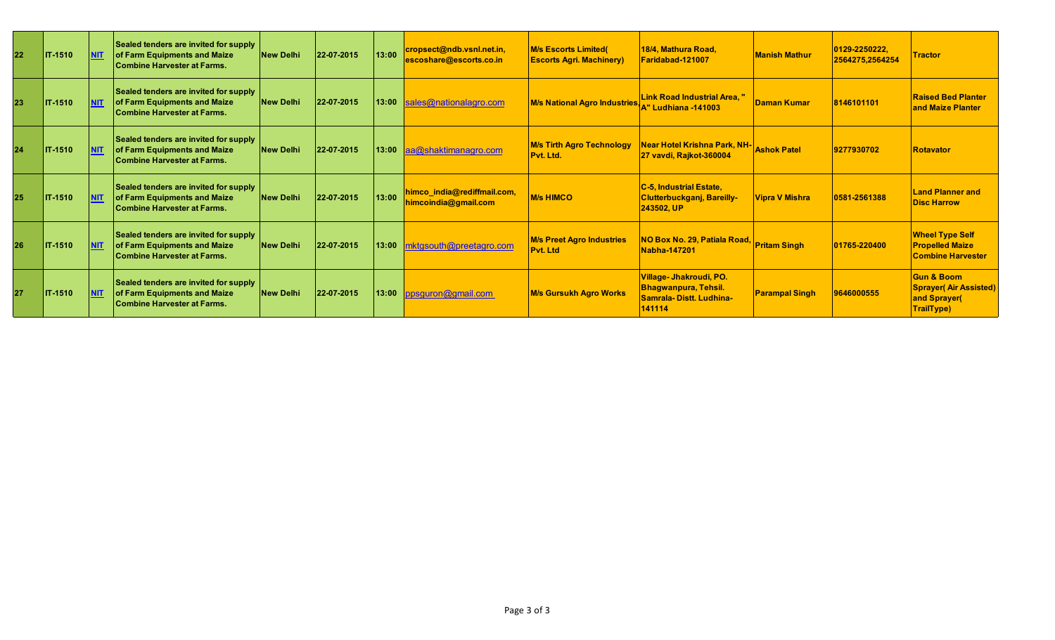| | | | | | | | | | | | | |
|---|---|---|---|---|---|---|---|---|---|---|---|---|
| 22 | IT-1510 | NIT | Sealed tenders are invited for supply of Farm Equipments and Maize Combine Harvester at Farms. | New Delhi | 22-07-2015 | 13:00 | cropsect@ndb.vsnl.net.in, escoshare@escorts.co.in | M/s Escorts Limited( Escorts Agri. Machinery) | 18/4, Mathura Road, Faridabad-121007 | Manish Mathur | 0129-2250222, 2564275,2564254 | Tractor |
| 23 | IT-1510 | NIT | Sealed tenders are invited for supply of Farm Equipments and Maize Combine Harvester at Farms. | New Delhi | 22-07-2015 | 13:00 | sales@nationalagro.com | M/s National Agro Industries, | Link Road Industrial Area, " A" Ludhiana -141003 | Daman Kumar | 8146101101 | Raised Bed Planter and Maize Planter |
| 24 | IT-1510 | NIT | Sealed tenders are invited for supply of Farm Equipments and Maize Combine Harvester at Farms. | New Delhi | 22-07-2015 | 13:00 | aa@shaktimanagro.com | M/s Tirth Agro Technology Pvt. Ltd. | Near Hotel Krishna Park, NH-27 vavdi, Rajkot-360004 | Ashok Patel | 9277930702 | Rotavator |
| 25 | IT-1510 | NIT | Sealed tenders are invited for supply of Farm Equipments and Maize Combine Harvester at Farms. | New Delhi | 22-07-2015 | 13:00 | himco_india@rediffmail.com, himcoindia@gmail.com | M/s HIMCO | C-5, Industrial Estate, Clutterbuckganj, Bareilly-243502, UP | Vipra V Mishra | 0581-2561388 | Land Planner and Disc Harrow |
| 26 | IT-1510 | NIT | Sealed tenders are invited for supply of Farm Equipments and Maize Combine Harvester at Farms. | New Delhi | 22-07-2015 | 13:00 | mktgsouth@preetagro.com | M/s Preet Agro Industries Pvt. Ltd | NO Box No. 29, Patiala Road, Nabha-147201 | Pritam Singh | 01765-220400 | Wheel Type Self Propelled Maize Combine Harvester |
| 27 | IT-1510 | NIT | Sealed tenders are invited for supply of Farm Equipments and Maize Combine Harvester at Farms. | New Delhi | 22-07-2015 | 13:00 | ppsguron@gmail.com | M/s Gursukh Agro Works | Village- Jhakroudi, PO. Bhagwanpura, Tehsil. Samrala- Distt. Ludhina-141114 | Parampal Singh | 9646000555 | Gun & Boom Sprayer( Air Assisted) and Sprayer( TrailType) |